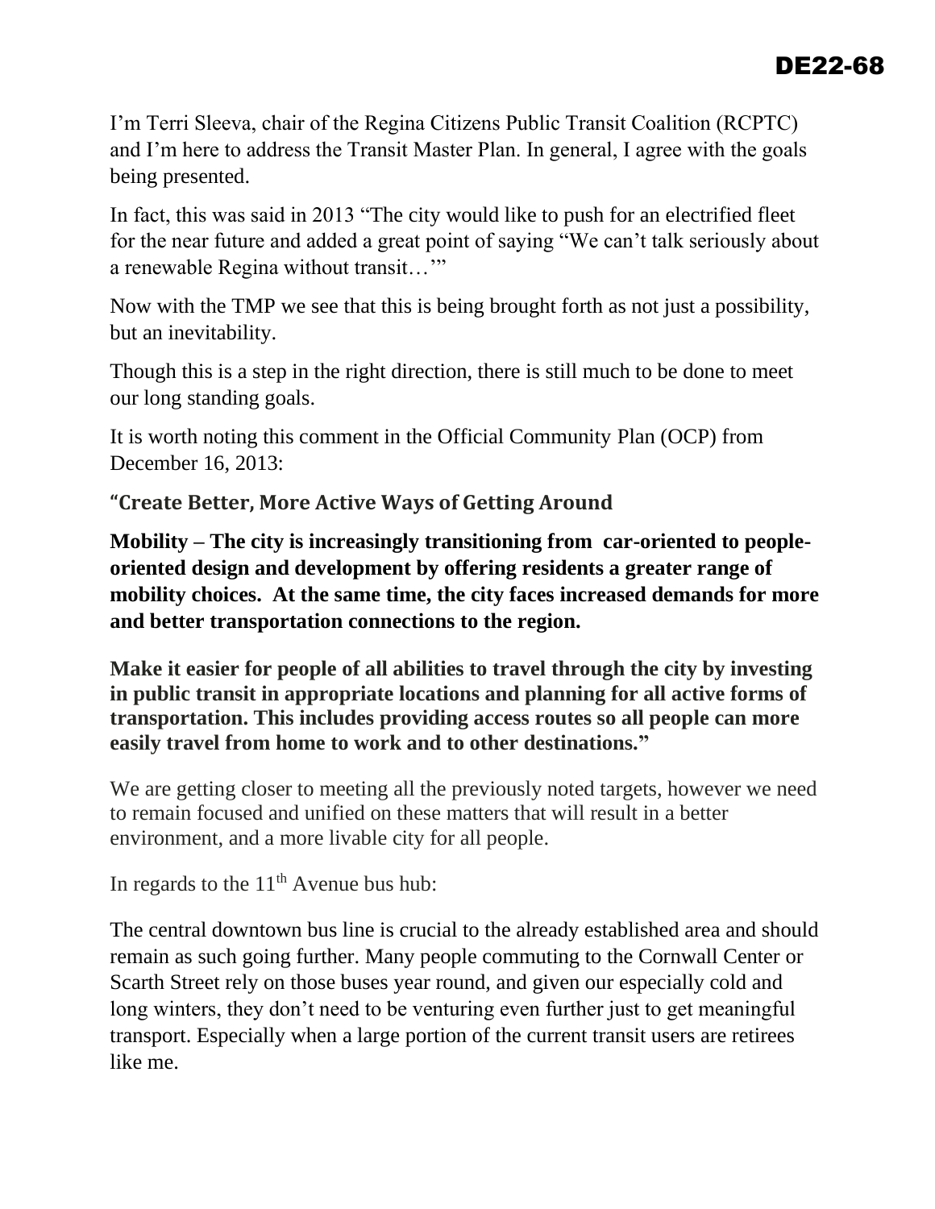# DE22-68

I'm Terri Sleeva, chair of the Regina Citizens Public Transit Coalition (RCPTC) and I'm here to address the Transit Master Plan. In general, I agree with the goals being presented.

In fact, this was said in 2013 "The city would like to push for an electrified fleet for the near future and added a great point of saying "We can't talk seriously about a renewable Regina without transit…'"

Now with the TMP we see that this is being brought forth as not just a possibility, but an inevitability.

Though this is a step in the right direction, there is still much to be done to meet our long standing goals.

It is worth noting this comment in the Official Community Plan (OCP) from December 16, 2013:

**"Create Better, More Active Ways of Getting Around**

**Mobility – The city is increasingly transitioning from car-oriented to people-oriented design and development by offering residents a greater range of mobility choices. At the same time, the city faces increased demands for more and better transportation connections to the region.**

**Make it easier for people of all abilities to travel through the city by investing in public transit in appropriate locations and planning for all active forms of transportation. This includes providing access routes so all people can more easily travel from home to work and to other destinations."**

We are getting closer to meeting all the previously noted targets, however we need to remain focused and unified on these matters that will result in a better environment, and a more livable city for all people.

In regards to the 11th Avenue bus hub:

The central downtown bus line is crucial to the already established area and should remain as such going further. Many people commuting to the Cornwall Center or Scarth Street rely on those buses year round, and given our especially cold and long winters, they don't need to be venturing even further just to get meaningful transport. Especially when a large portion of the current transit users are retirees like me.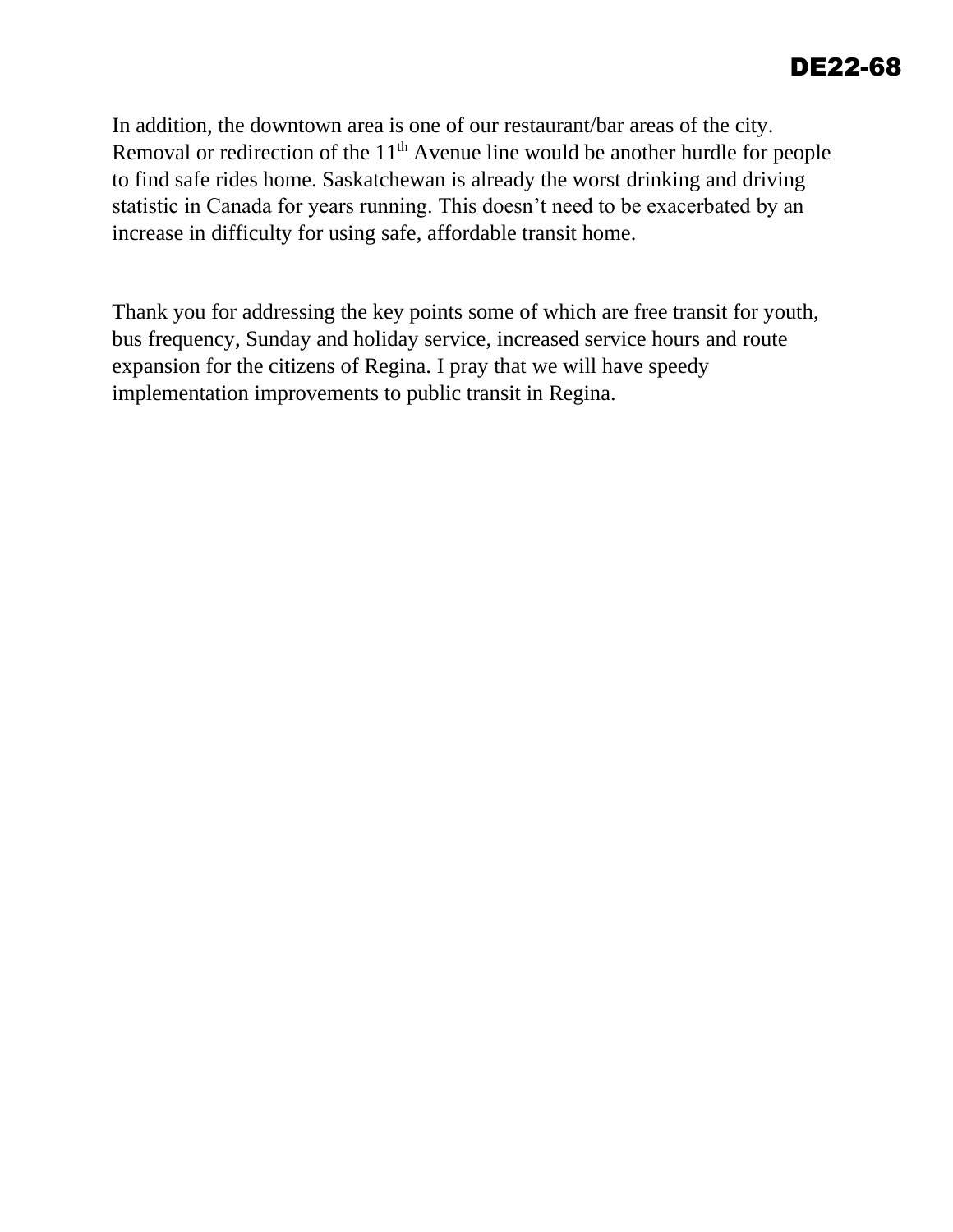In addition, the downtown area is one of our restaurant/bar areas of the city. Removal or redirection of the 11th Avenue line would be another hurdle for people to find safe rides home. Saskatchewan is already the worst drinking and driving statistic in Canada for years running. This doesn't need to be exacerbated by an increase in difficulty for using safe, affordable transit home.

Thank you for addressing the key points some of which are free transit for youth, bus frequency, Sunday and holiday service, increased service hours and route expansion for the citizens of Regina. I pray that we will have speedy implementation improvements to public transit in Regina.